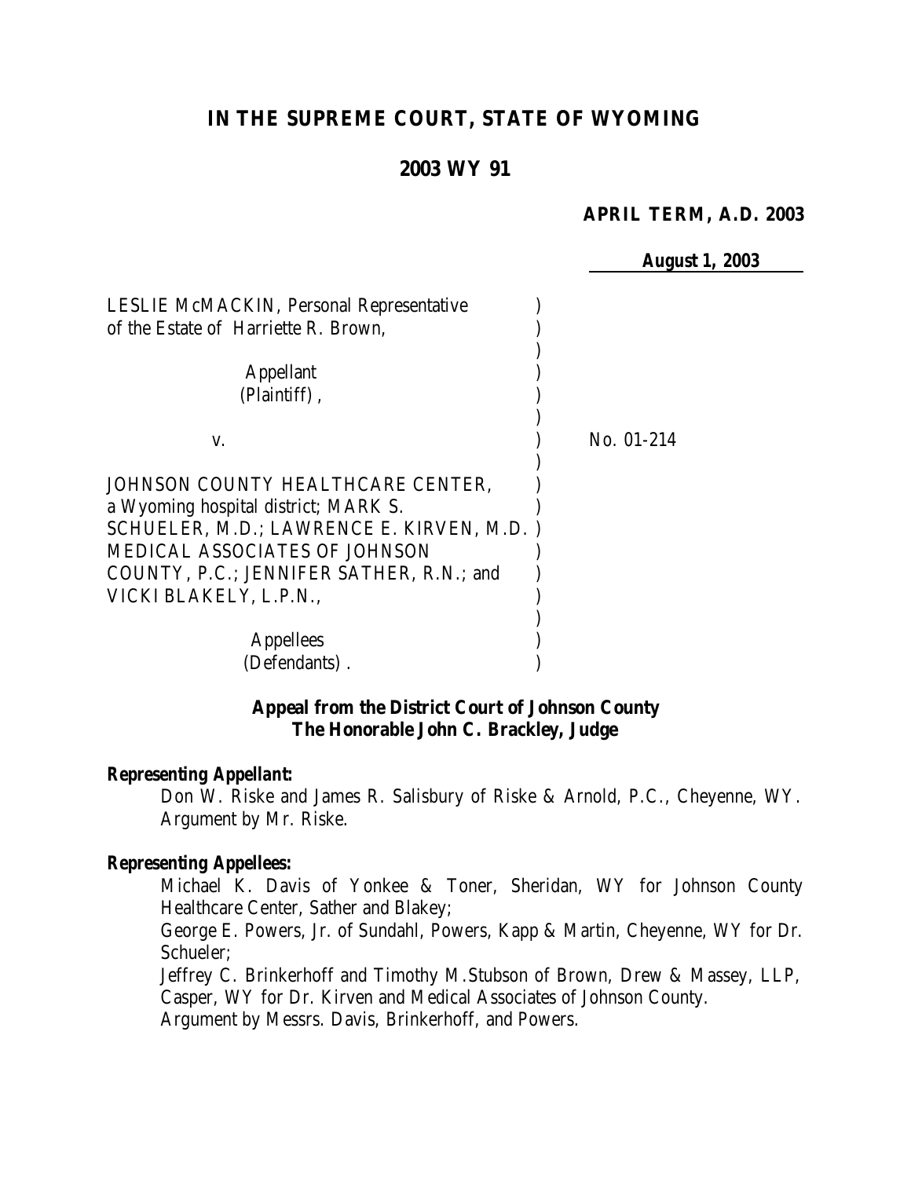# IN THE SUPREME COURT, STATE OF WYOMING

## 2003 WY 91

**APRIL TERM, A.D. 2003**

**August 1, 2003**

LESLIE McMACKIN, Personal Representative of the Estate of Harriette R. Brown,

Appellant (Plaintiff),

v.

No. 01-214

JOHNSON COUNTY HEALTHCARE CENTER, a Wyoming hospital district; MARK S. SCHUELER, M.D.; LAWRENCE E. KIRVEN, M.D. MEDICAL ASSOCIATES OF JOHNSON COUNTY, P.C.; JENNIFER SATHER, R.N.; and VICKI BLAKELY, L.P.N.,

Appellees (Defendants).

**Appeal from the District Court of Johnson County**
**The Honorable John C. Brackley, Judge**

***Representing Appellant:***

Don W. Riske and James R. Salisbury of Riske & Arnold, P.C., Cheyenne, WY. Argument by Mr. Riske.

***Representing Appellees:***

Michael K. Davis of Yonkee & Toner, Sheridan, WY for Johnson County Healthcare Center, Sather and Blakey;

George E. Powers, Jr. of Sundahl, Powers, Kapp & Martin, Cheyenne, WY for Dr. Schueler;

Jeffrey C. Brinkerhoff and Timothy M.Stubson of Brown, Drew & Massey, LLP, Casper, WY for Dr. Kirven and Medical Associates of Johnson County.

Argument by Messrs. Davis, Brinkerhoff, and Powers.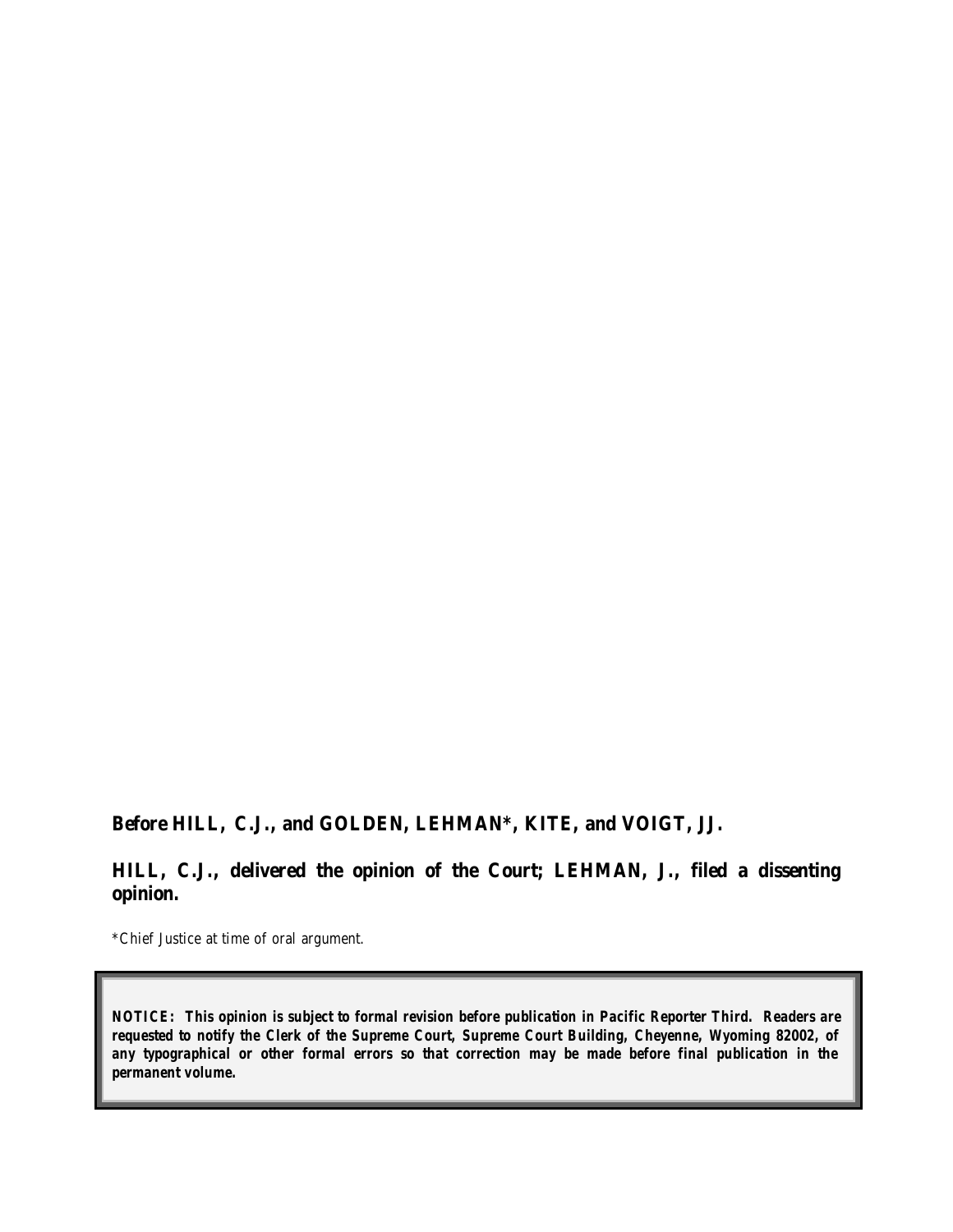**Before HILL, C.J., and GOLDEN, LEHMAN*, KITE, and VOIGT, JJ.**

**HILL, C.J., delivered the opinion of the Court; LEHMAN, J., filed a dissenting opinion.**

*Chief Justice at time of oral argument.

**NOTICE: This opinion is subject to formal revision before publication in Pacific Reporter Third. Readers are requested to notify the Clerk of the Supreme Court, Supreme Court Building, Cheyenne, Wyoming 82002, of any typographical or other formal errors so that correction may be made before final publication in the permanent volume.**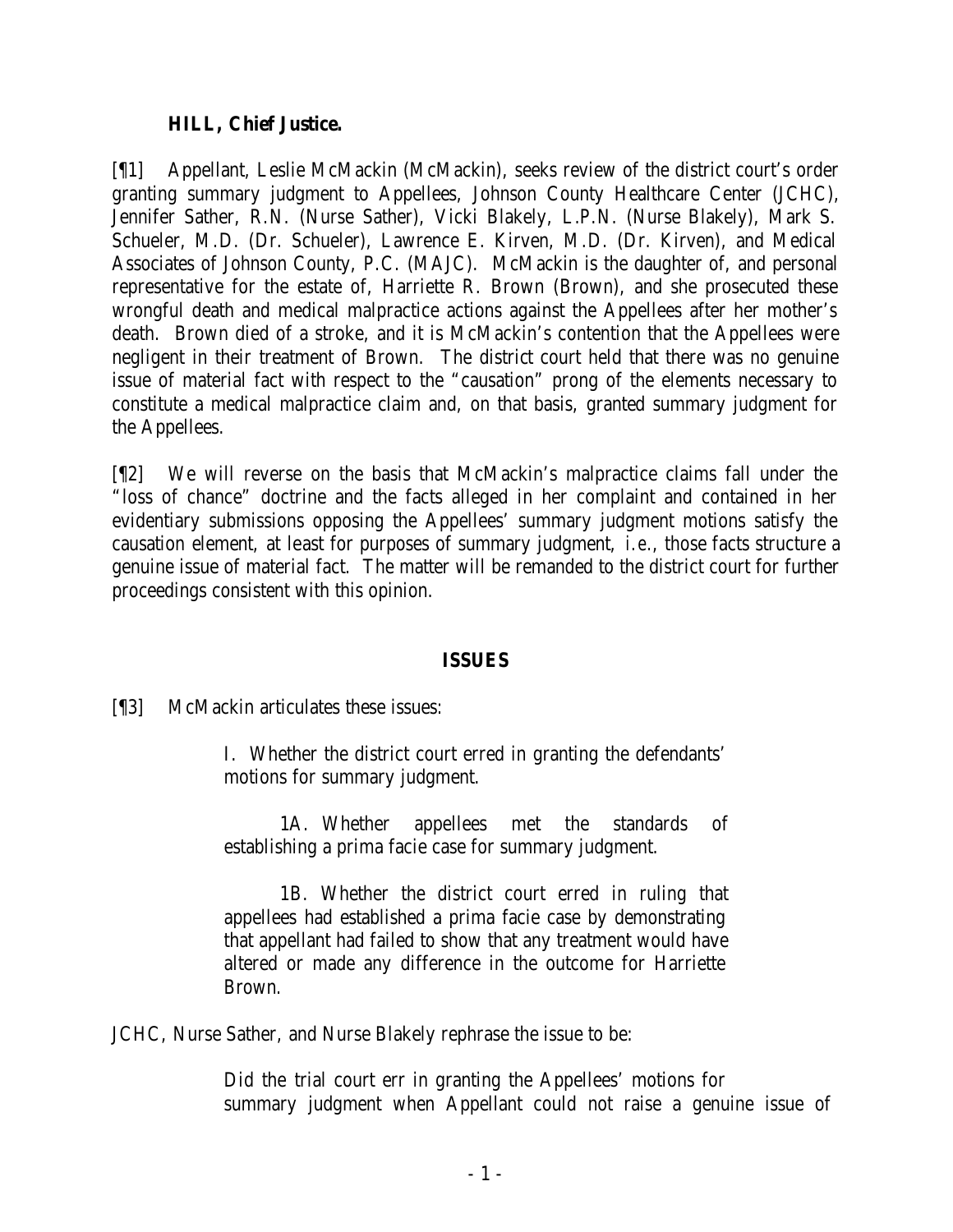**HILL, Chief Justice.**

[¶1] Appellant, Leslie McMackin (McMackin), seeks review of the district court's order granting summary judgment to Appellees, Johnson County Healthcare Center (JCHC), Jennifer Sather, R.N. (Nurse Sather), Vicki Blakely, L.P.N. (Nurse Blakely), Mark S. Schueler, M.D. (Dr. Schueler), Lawrence E. Kirven, M.D. (Dr. Kirven), and Medical Associates of Johnson County, P.C. (MAJC). McMackin is the daughter of, and personal representative for the estate of, Harriette R. Brown (Brown), and she prosecuted these wrongful death and medical malpractice actions against the Appellees after her mother's death. Brown died of a stroke, and it is McMackin's contention that the Appellees were negligent in their treatment of Brown. The district court held that there was no genuine issue of material fact with respect to the "causation" prong of the elements necessary to constitute a medical malpractice claim and, on that basis, granted summary judgment for the Appellees.

[¶2] We will reverse on the basis that McMackin's malpractice claims fall under the "loss of chance" doctrine and the facts alleged in her complaint and contained in her evidentiary submissions opposing the Appellees' summary judgment motions satisfy the causation element, at least for purposes of summary judgment, *i.e.*, those facts structure a genuine issue of material fact. The matter will be remanded to the district court for further proceedings consistent with this opinion.

## ISSUES

[¶3] McMackin articulates these issues:

> I. Whether the district court erred in granting the defendants' motions for summary judgment.
>
> 1A. Whether appellees met the standards of establishing a prima facie case for summary judgment.
>
> 1B. Whether the district court erred in ruling that appellees had established a prima facie case by demonstrating that appellant had failed to show that any treatment would have altered or made any difference in the outcome for Harriette Brown.

JCHC, Nurse Sather, and Nurse Blakely rephrase the issue to be:

> Did the trial court err in granting the Appellees' motions for summary judgment when Appellant could not raise a genuine issue of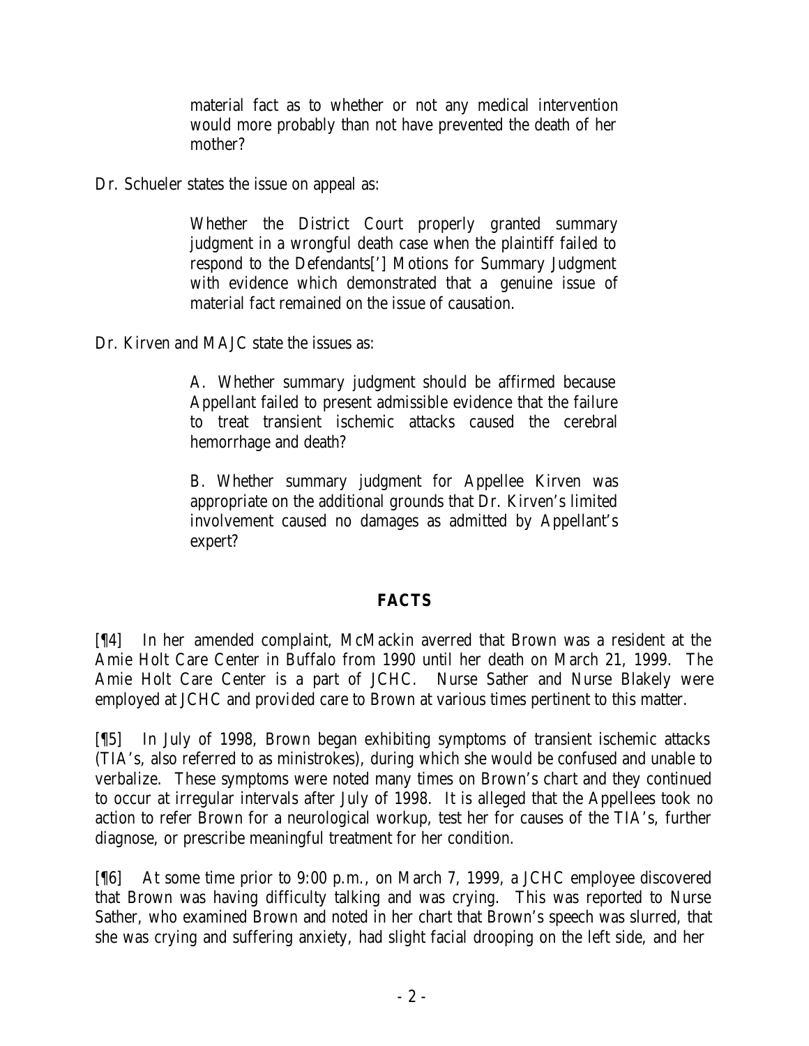material fact as to whether or not any medical intervention would more probably than not have prevented the death of her mother?

Dr. Schueler states the issue on appeal as:

> Whether the District Court properly granted summary judgment in a wrongful death case when the plaintiff failed to respond to the Defendants['] Motions for Summary Judgment with evidence which demonstrated that a genuine issue of material fact remained on the issue of causation.

Dr. Kirven and MAJC state the issues as:

> A. Whether summary judgment should be affirmed because Appellant failed to present admissible evidence that the failure to treat transient ischemic attacks caused the cerebral hemorrhage and death?
>
> B. Whether summary judgment for Appellee Kirven was appropriate on the additional grounds that Dr. Kirven's limited involvement caused no damages as admitted by Appellant's expert?

## FACTS

[¶4] In her amended complaint, McMackin averred that Brown was a resident at the Amie Holt Care Center in Buffalo from 1990 until her death on March 21, 1999. The Amie Holt Care Center is a part of JCHC. Nurse Sather and Nurse Blakely were employed at JCHC and provided care to Brown at various times pertinent to this matter.

[¶5] In July of 1998, Brown began exhibiting symptoms of transient ischemic attacks (TIA's, also referred to as ministrokes), during which she would be confused and unable to verbalize. These symptoms were noted many times on Brown's chart and they continued to occur at irregular intervals after July of 1998. It is alleged that the Appellees took no action to refer Brown for a neurological workup, test her for causes of the TIA's, further diagnose, or prescribe meaningful treatment for her condition.

[¶6] At some time prior to 9:00 p.m., on March 7, 1999, a JCHC employee discovered that Brown was having difficulty talking and was crying. This was reported to Nurse Sather, who examined Brown and noted in her chart that Brown's speech was slurred, that she was crying and suffering anxiety, had slight facial drooping on the left side, and her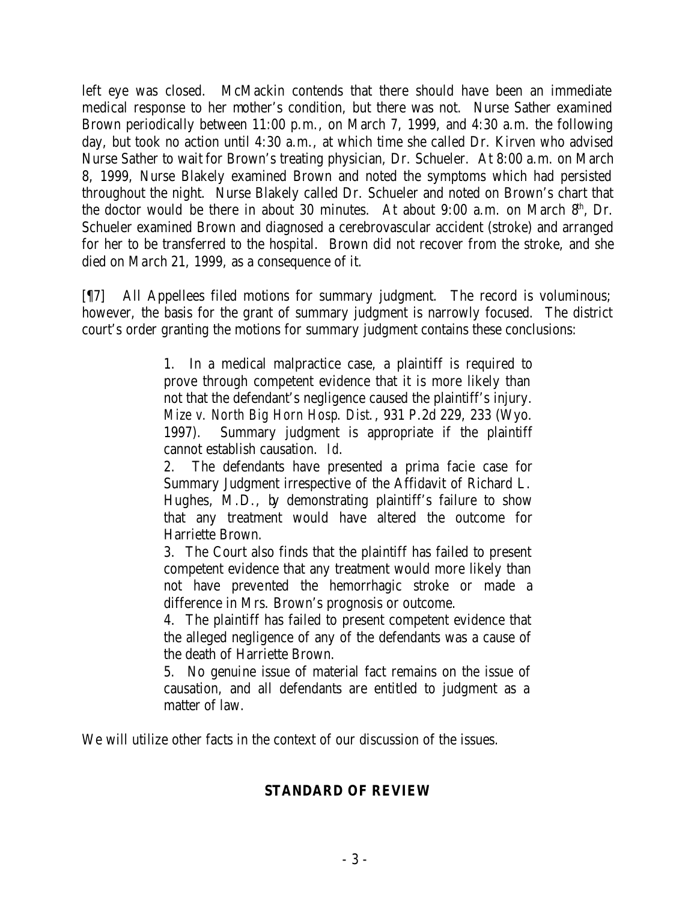left eye was closed. McMackin contends that there should have been an immediate medical response to her mother's condition, but there was not. Nurse Sather examined Brown periodically between 11:00 p.m., on March 7, 1999, and 4:30 a.m. the following day, but took no action until 4:30 a.m., at which time she called Dr. Kirven who advised Nurse Sather to wait for Brown's treating physician, Dr. Schueler. At 8:00 a.m. on March 8, 1999, Nurse Blakely examined Brown and noted the symptoms which had persisted throughout the night. Nurse Blakely called Dr. Schueler and noted on Brown's chart that the doctor would be there in about 30 minutes. At about 9:00 a.m. on March 8th, Dr. Schueler examined Brown and diagnosed a cerebrovascular accident (stroke) and arranged for her to be transferred to the hospital. Brown did not recover from the stroke, and she died on March 21, 1999, as a consequence of it.

[¶7] All Appellees filed motions for summary judgment. The record is voluminous; however, the basis for the grant of summary judgment is narrowly focused. The district court's order granting the motions for summary judgment contains these conclusions:

> 1. In a medical malpractice case, a plaintiff is required to prove through competent evidence that it is more likely than not that the defendant's negligence caused the plaintiff's injury. *Mize v. North Big Horn Hosp. Dist.*, 931 P.2d 229, 233 (Wyo. 1997). Summary judgment is appropriate if the plaintiff cannot establish causation. *Id.*
>
> 2. The defendants have presented a prima facie case for Summary Judgment irrespective of the Affidavit of Richard L. Hughes, M.D., by demonstrating plaintiff's failure to show that any treatment would have altered the outcome for Harriette Brown.
>
> 3. The Court also finds that the plaintiff has failed to present competent evidence that any treatment would more likely than not have prevented the hemorrhagic stroke or made a difference in Mrs. Brown's prognosis or outcome.
>
> 4. The plaintiff has failed to present competent evidence that the alleged negligence of any of the defendants was a cause of the death of Harriette Brown.
>
> 5. No genuine issue of material fact remains on the issue of causation, and all defendants are entitled to judgment as a matter of law.

We will utilize other facts in the context of our discussion of the issues.

## STANDARD OF REVIEW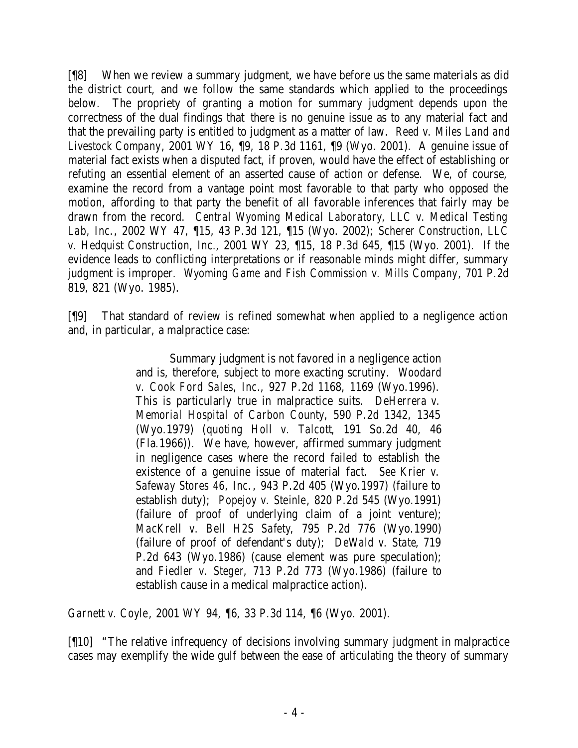[¶8] When we review a summary judgment, we have before us the same materials as did the district court, and we follow the same standards which applied to the proceedings below. The propriety of granting a motion for summary judgment depends upon the correctness of the dual findings that there is no genuine issue as to any material fact and that the prevailing party is entitled to judgment as a matter of law. *Reed v. Miles Land and Livestock Company*, 2001 WY 16, ¶9, 18 P.3d 1161, ¶9 (Wyo. 2001). A genuine issue of material fact exists when a disputed fact, if proven, would have the effect of establishing or refuting an essential element of an asserted cause of action or defense. We, of course, examine the record from a vantage point most favorable to that party who opposed the motion, affording to that party the benefit of all favorable inferences that fairly may be drawn from the record. *Central Wyoming Medical Laboratory, LLC v. Medical Testing Lab, Inc.*, 2002 WY 47, ¶15, 43 P.3d 121, ¶15 (Wyo. 2002); *Scherer Construction, LLC v. Hedquist Construction, Inc.*, 2001 WY 23, ¶15, 18 P.3d 645, ¶15 (Wyo. 2001). If the evidence leads to conflicting interpretations or if reasonable minds might differ, summary judgment is improper. *Wyoming Game and Fish Commission v. Mills Company*, 701 P.2d 819, 821 (Wyo. 1985).

[¶9] That standard of review is refined somewhat when applied to a negligence action and, in particular, a malpractice case:

> Summary judgment is not favored in a negligence action and is, therefore, subject to more exacting scrutiny. *Woodard v. Cook Ford Sales, Inc.*, 927 P.2d 1168, 1169 (Wyo.1996). This is particularly true in malpractice suits. *DeHerrera v. Memorial Hospital of Carbon County*, 590 P.2d 1342, 1345 (Wyo.1979) (*quoting Holl v. Talcott*, 191 So.2d 40, 46 (Fla.1966)). We have, however, affirmed summary judgment in negligence cases where the record failed to establish the existence of a genuine issue of material fact. *See Krier v. Safeway Stores 46, Inc.*, 943 P.2d 405 (Wyo.1997) (failure to establish duty); *Popejoy v. Steinle*, 820 P.2d 545 (Wyo.1991) (failure of proof of underlying claim of a joint venture); *MacKrell v. Bell H2S Safety*, 795 P.2d 776 (Wyo.1990) (failure of proof of defendant's duty); *DeWald v. State*, 719 P.2d 643 (Wyo.1986) (cause element was pure speculation); and *Fiedler v. Steger*, 713 P.2d 773 (Wyo.1986) (failure to establish cause in a medical malpractice action).

*Garnett v. Coyle*, 2001 WY 94, ¶6, 33 P.3d 114, ¶6 (Wyo. 2001).

[¶10] "The relative infrequency of decisions involving summary judgment in malpractice cases may exemplify the wide gulf between the ease of articulating the theory of summary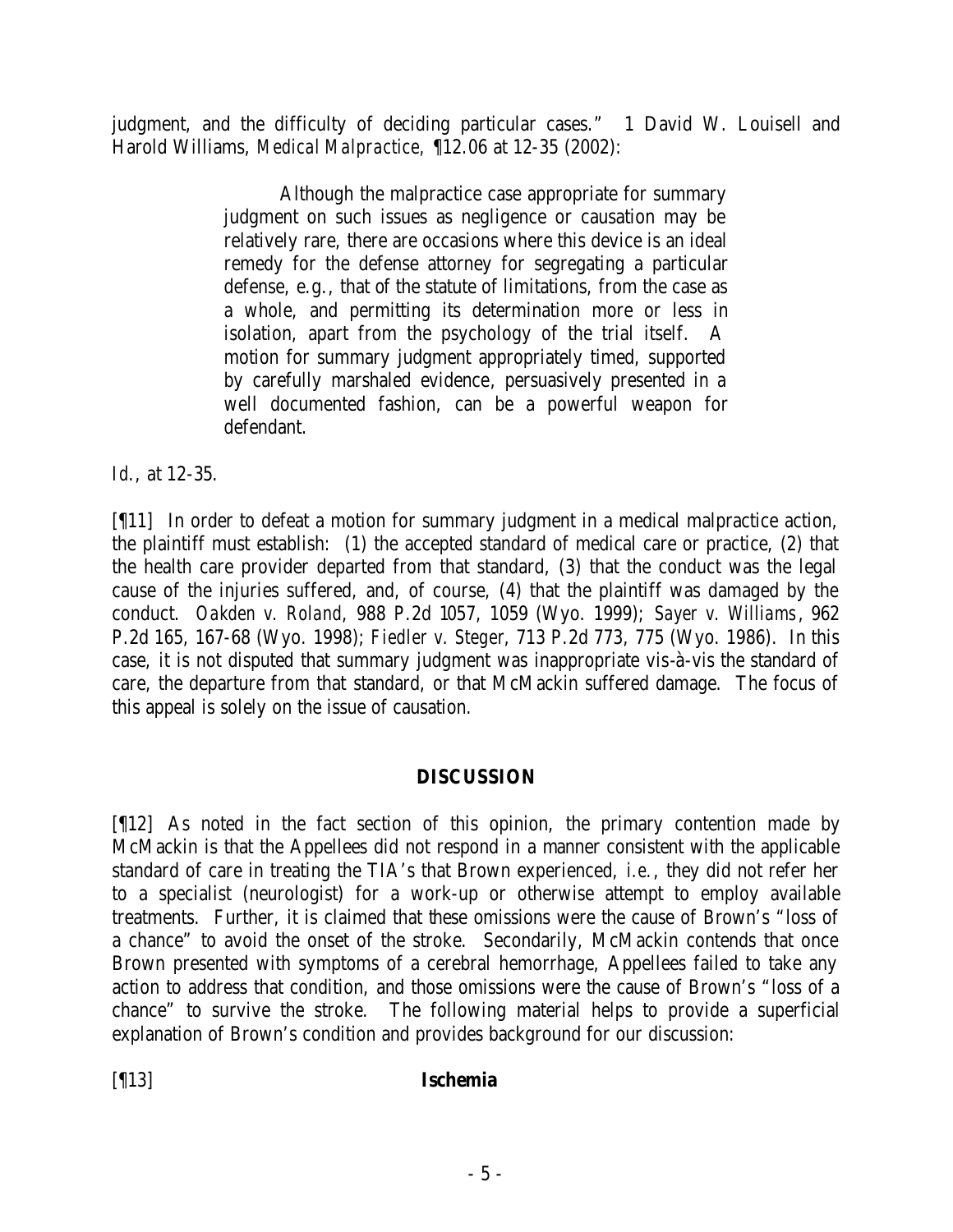judgment, and the difficulty of deciding particular cases." 1 David W. Louisell and Harold Williams, *Medical Malpractice*, ¶12.06 at 12-35 (2002):

> Although the malpractice case appropriate for summary judgment on such issues as negligence or causation may be relatively rare, there are occasions where this device is an ideal remedy for the defense attorney for segregating a particular defense, *e.g.*, that of the statute of limitations, from the case as a whole, and permitting its determination more or less in isolation, apart from the psychology of the trial itself. A motion for summary judgment appropriately timed, supported by carefully marshaled evidence, persuasively presented in a well documented fashion, can be a powerful weapon for defendant.

*Id*., at 12-35.

[¶11] In order to defeat a motion for summary judgment in a medical malpractice action, the plaintiff must establish: (1) the accepted standard of medical care or practice, (2) that the health care provider departed from that standard, (3) that the conduct was the legal cause of the injuries suffered, and, of course, (4) that the plaintiff was damaged by the conduct. *Oakden v. Roland*, 988 P.2d 1057, 1059 (Wyo. 1999); *Sayer v. Williams*, 962 P.2d 165, 167-68 (Wyo. 1998); *Fiedler v. Steger*, 713 P.2d 773, 775 (Wyo. 1986). In this case, it is not disputed that summary judgment was inappropriate vis-à-vis the standard of care, the departure from that standard, or that McMackin suffered damage. The focus of this appeal is solely on the issue of causation.

## DISCUSSION

[¶12] As noted in the fact section of this opinion, the primary contention made by McMackin is that the Appellees did not respond in a manner consistent with the applicable standard of care in treating the TIA's that Brown experienced, *i.e.*, they did not refer her to a specialist (neurologist) for a work-up or otherwise attempt to employ available treatments. Further, it is claimed that these omissions were the cause of Brown's "loss of a chance" to avoid the onset of the stroke. Secondarily, McMackin contends that once Brown presented with symptoms of a cerebral hemorrhage, Appellees failed to take any action to address that condition, and those omissions were the cause of Brown's "loss of a chance" to survive the stroke. The following material helps to provide a superficial explanation of Brown's condition and provides background for our discussion:

[¶13] **Ischemia**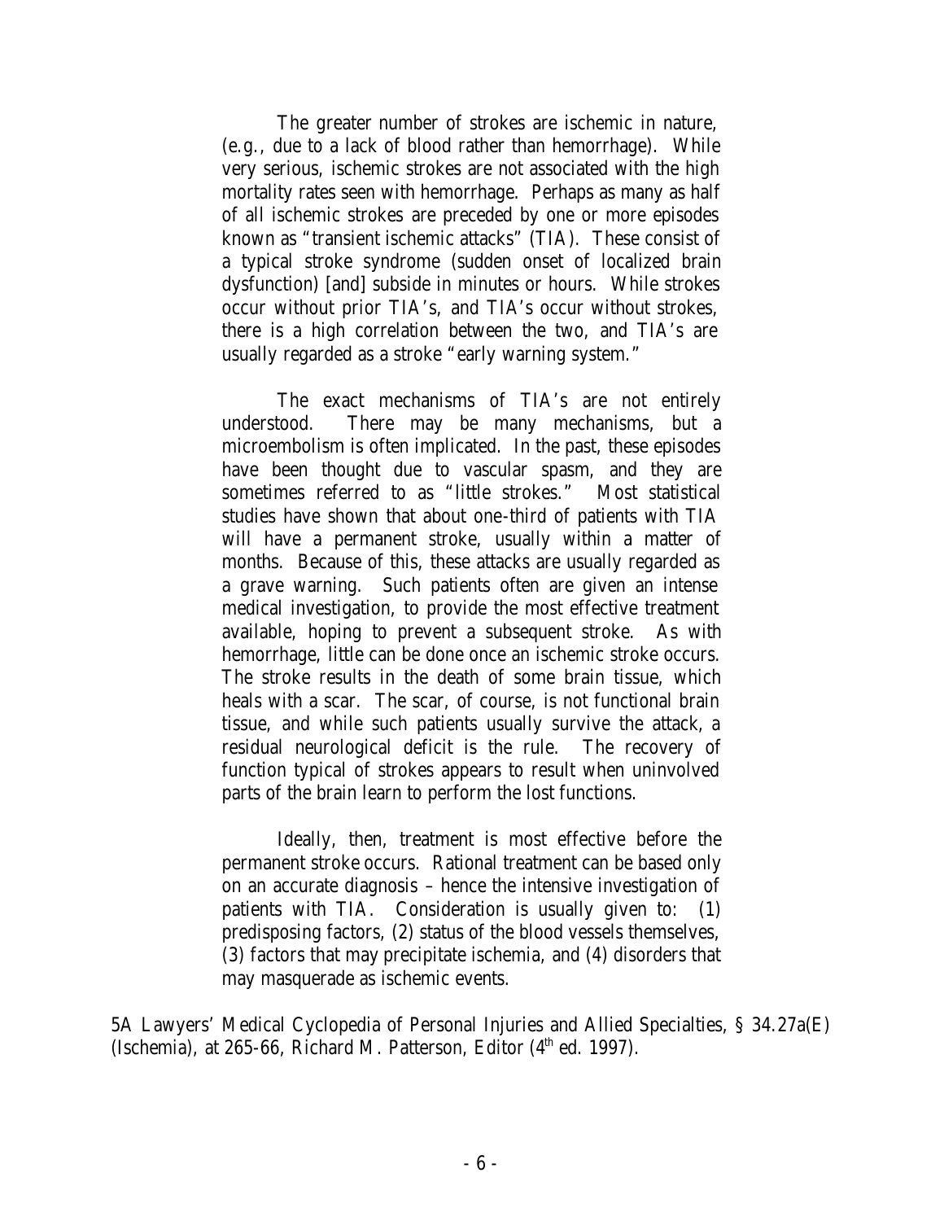> The greater number of strokes are ischemic in nature, (e.g., due to a lack of blood rather than hemorrhage). While very serious, ischemic strokes are not associated with the high mortality rates seen with hemorrhage. Perhaps as many as half of all ischemic strokes are preceded by one or more episodes known as "transient ischemic attacks" (TIA). These consist of a typical stroke syndrome (sudden onset of localized brain dysfunction) [and] subside in minutes or hours. While strokes occur without prior TIA's, and TIA's occur without strokes, there is a high correlation between the two, and TIA's are usually regarded as a stroke "early warning system."
>
> The exact mechanisms of TIA's are not entirely understood. There may be many mechanisms, but a microembolism is often implicated. In the past, these episodes have been thought due to vascular spasm, and they are sometimes referred to as "little strokes." Most statistical studies have shown that about one-third of patients with TIA will have a permanent stroke, usually within a matter of months. Because of this, these attacks are usually regarded as a grave warning. Such patients often are given an intense medical investigation, to provide the most effective treatment available, hoping to prevent a subsequent stroke. As with hemorrhage, little can be done once an ischemic stroke occurs. The stroke results in the death of some brain tissue, which heals with a scar. The scar, of course, is not functional brain tissue, and while such patients usually survive the attack, a residual neurological deficit is the rule. The recovery of function typical of strokes appears to result when uninvolved parts of the brain learn to perform the lost functions.
>
> Ideally, then, treatment is most effective before the permanent stroke occurs. Rational treatment can be based only on an accurate diagnosis – hence the intensive investigation of patients with TIA. Consideration is usually given to: (1) predisposing factors, (2) status of the blood vessels themselves, (3) factors that may precipitate ischemia, and (4) disorders that may masquerade as ischemic events.

5A Lawyers' Medical Cyclopedia of Personal Injuries and Allied Specialties, § 34.27a(E) (Ischemia), at 265-66, Richard M. Patterson, Editor (4th ed. 1997).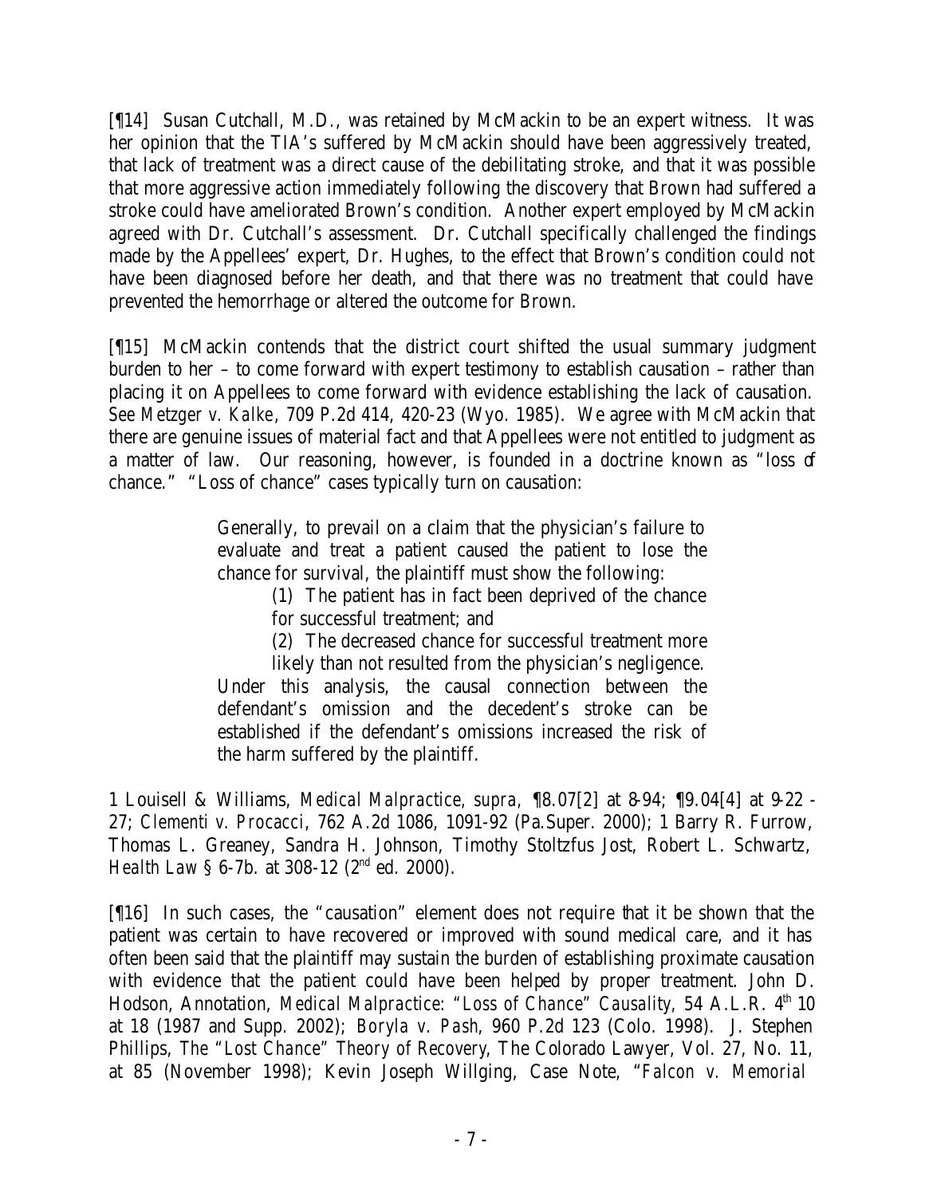[¶14] Susan Cutchall, M.D., was retained by McMackin to be an expert witness. It was her opinion that the TIA's suffered by McMackin should have been aggressively treated, that lack of treatment was a direct cause of the debilitating stroke, and that it was possible that more aggressive action immediately following the discovery that Brown had suffered a stroke could have ameliorated Brown's condition. Another expert employed by McMackin agreed with Dr. Cutchall's assessment. Dr. Cutchall specifically challenged the findings made by the Appellees' expert, Dr. Hughes, to the effect that Brown's condition could not have been diagnosed before her death, and that there was no treatment that could have prevented the hemorrhage or altered the outcome for Brown.

[¶15] McMackin contends that the district court shifted the usual summary judgment burden to her – to come forward with expert testimony to establish causation – rather than placing it on Appellees to come forward with evidence establishing the lack of causation. *See Metzger v. Kalke*, 709 P.2d 414, 420-23 (Wyo. 1985). We agree with McMackin that there are genuine issues of material fact and that Appellees were not entitled to judgment as a matter of law. Our reasoning, however, is founded in a doctrine known as "loss of chance." "Loss of chance" cases typically turn on causation:

> Generally, to prevail on a claim that the physician's failure to evaluate and treat a patient caused the patient to lose the chance for survival, the plaintiff must show the following:
>
> (1) The patient has in fact been deprived of the chance for successful treatment; and
>
> (2) The decreased chance for successful treatment more likely than not resulted from the physician's negligence.
>
> Under this analysis, the causal connection between the defendant's omission and the decedent's stroke can be established if the defendant's omissions increased the risk of the harm suffered by the plaintiff.

1 Louisell & Williams, *Medical Malpractice*, *supra*, ¶8.07[2] at 8-94; ¶9.04[4] at 9-22 - 27; *Clementi v. Procacci*, 762 A.2d 1086, 1091-92 (Pa.Super. 2000); 1 Barry R. Furrow, Thomas L. Greaney, Sandra H. Johnson, Timothy Stoltzfus Jost, Robert L. Schwartz, *Health Law* § 6-7b. at 308-12 (2nd ed. 2000).

[¶16] In such cases, the "causation" element does not require that it be shown that the patient was certain to have recovered or improved with sound medical care, and it has often been said that the plaintiff may sustain the burden of establishing proximate causation with evidence that the patient could have been helped by proper treatment. John D. Hodson, Annotation, *Medical Malpractice: "Loss of Chance" Causality*, 54 A.L.R. 4th 10 at 18 (1987 and Supp. 2002); *Boryla v. Pash*, 960 P.2d 123 (Colo. 1998). J. Stephen Phillips, *The "Lost Chance" Theory of Recovery*, The Colorado Lawyer, Vol. 27, No. 11, at 85 (November 1998); Kevin Joseph Willging, Case Note, "*Falcon v. Memorial*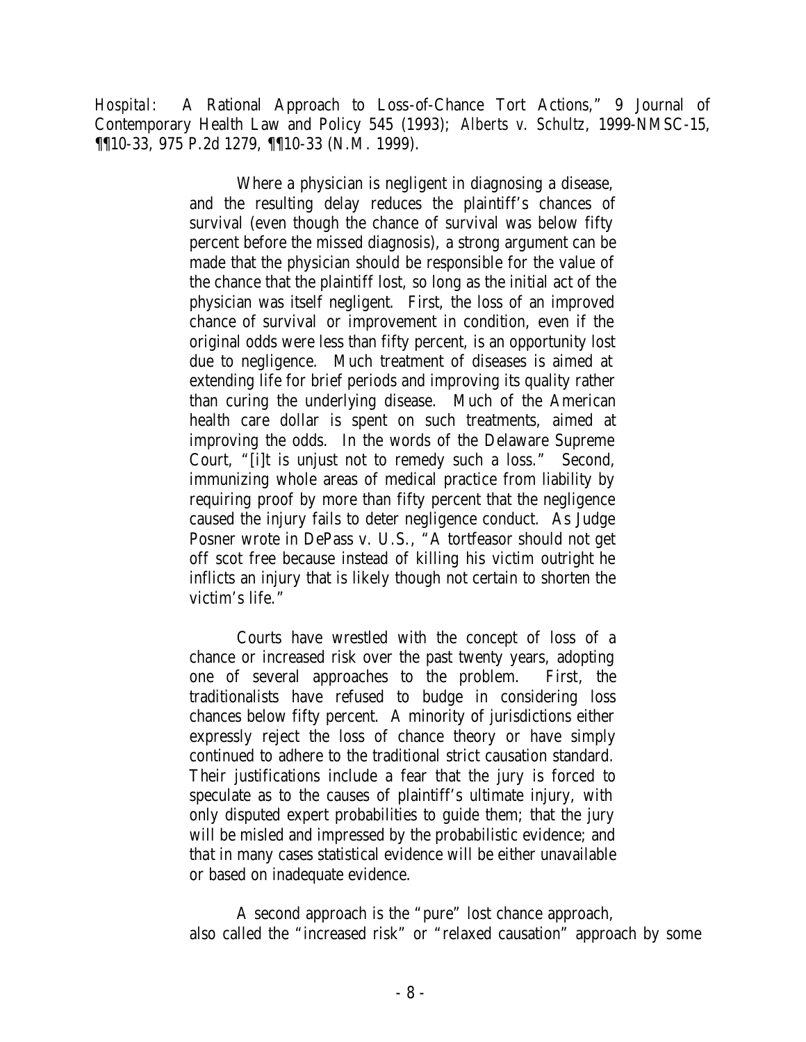*Hospital*: A Rational Approach to Loss-of-Chance Tort Actions," 9 Journal of Contemporary Health Law and Policy 545 (1993); *Alberts v. Schultz*, 1999-NMSC-15, ¶¶10-33, 975 P.2d 1279, ¶¶10-33 (N.M. 1999).

> Where a physician is negligent in diagnosing a disease, and the resulting delay reduces the plaintiff's chances of survival (even though the chance of survival was below fifty percent before the missed diagnosis), a strong argument can be made that the physician should be responsible for the value of the chance that the plaintiff lost, so long as the initial act of the physician was itself negligent. First, the loss of an improved chance of survival or improvement in condition, even if the original odds were less than fifty percent, is an opportunity lost due to negligence. Much treatment of diseases is aimed at extending life for brief periods and improving its quality rather than curing the underlying disease. Much of the American health care dollar is spent on such treatments, aimed at improving the odds. In the words of the Delaware Supreme Court, "[i]t is unjust not to remedy such a loss." Second, immunizing whole areas of medical practice from liability by requiring proof by more than fifty percent that the negligence caused the injury fails to deter negligence conduct. As Judge Posner wrote in DePass v. U.S., "A tortfeasor should not get off scot free because instead of killing his victim outright he inflicts an injury that is likely though not certain to shorten the victim's life."
>
> Courts have wrestled with the concept of loss of a chance or increased risk over the past twenty years, adopting one of several approaches to the problem. First, the traditionalists have refused to budge in considering loss chances below fifty percent. A minority of jurisdictions either expressly reject the loss of chance theory or have simply continued to adhere to the traditional strict causation standard. Their justifications include a fear that the jury is forced to speculate as to the causes of plaintiff's ultimate injury, with only disputed expert probabilities to guide them; that the jury will be misled and impressed by the probabilistic evidence; and that in many cases statistical evidence will be either unavailable or based on inadequate evidence.
>
> A second approach is the "pure" lost chance approach, also called the "increased risk" or "relaxed causation" approach by some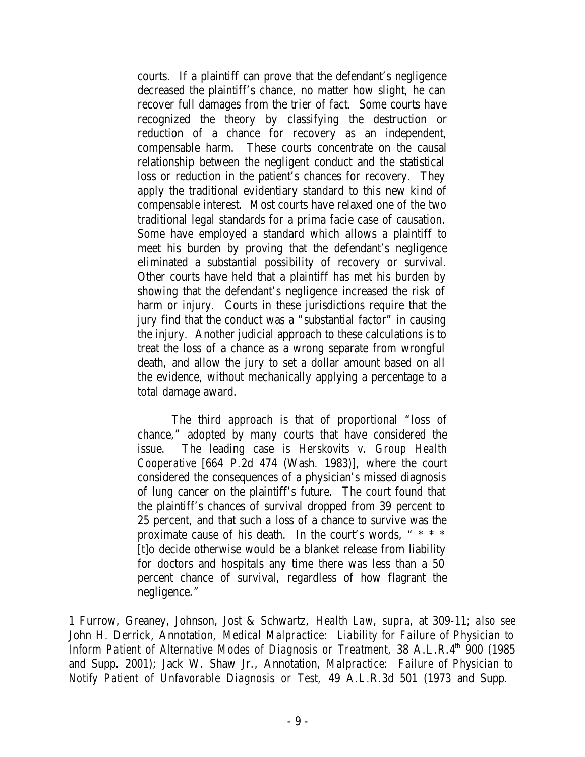courts. If a plaintiff can prove that the defendant's negligence decreased the plaintiff's chance, no matter how slight, he can recover full damages from the trier of fact. Some courts have recognized the theory by classifying the destruction or reduction of a chance for recovery as an independent, compensable harm. These courts concentrate on the causal relationship between the negligent conduct and the statistical loss or reduction in the patient's chances for recovery. They apply the traditional evidentiary standard to this new kind of compensable interest. Most courts have relaxed one of the two traditional legal standards for a prima facie case of causation. Some have employed a standard which allows a plaintiff to meet his burden by proving that the defendant's negligence eliminated a substantial possibility of recovery or survival. Other courts have held that a plaintiff has met his burden by showing that the defendant's negligence increased the risk of harm or injury. Courts in these jurisdictions require that the jury find that the conduct was a "substantial factor" in causing the injury. Another judicial approach to these calculations is to treat the loss of a chance as a wrong separate from wrongful death, and allow the jury to set a dollar amount based on all the evidence, without mechanically applying a percentage to a total damage award.

The third approach is that of proportional "loss of chance," adopted by many courts that have considered the issue. The leading case is *Herskovits v. Group Health Cooperative* [664 P.2d 474 (Wash. 1983)], where the court considered the consequences of a physician's missed diagnosis of lung cancer on the plaintiff's future. The court found that the plaintiff's chances of survival dropped from 39 percent to 25 percent, and that such a loss of a chance to survive was the proximate cause of his death. In the court's words, " * * * [t]o decide otherwise would be a blanket release from liability for doctors and hospitals any time there was less than a 50 percent chance of survival, regardless of how flagrant the negligence."

1 Furrow, Greaney, Johnson, Jost & Schwartz, *Health Law*, *supra*, at 309-11; *also see* John H. Derrick, Annotation, *Medical Malpractice: Liability for Failure of Physician to Inform Patient of Alternative Modes of Diagnosis or Treatment,* 38 A.L.R.4th 900 (1985 and Supp. 2001); Jack W. Shaw Jr., Annotation, *Malpractice: Failure of Physician to Notify Patient of Unfavorable Diagnosis or Test,* 49 A.L.R.3d 501 (1973 and Supp.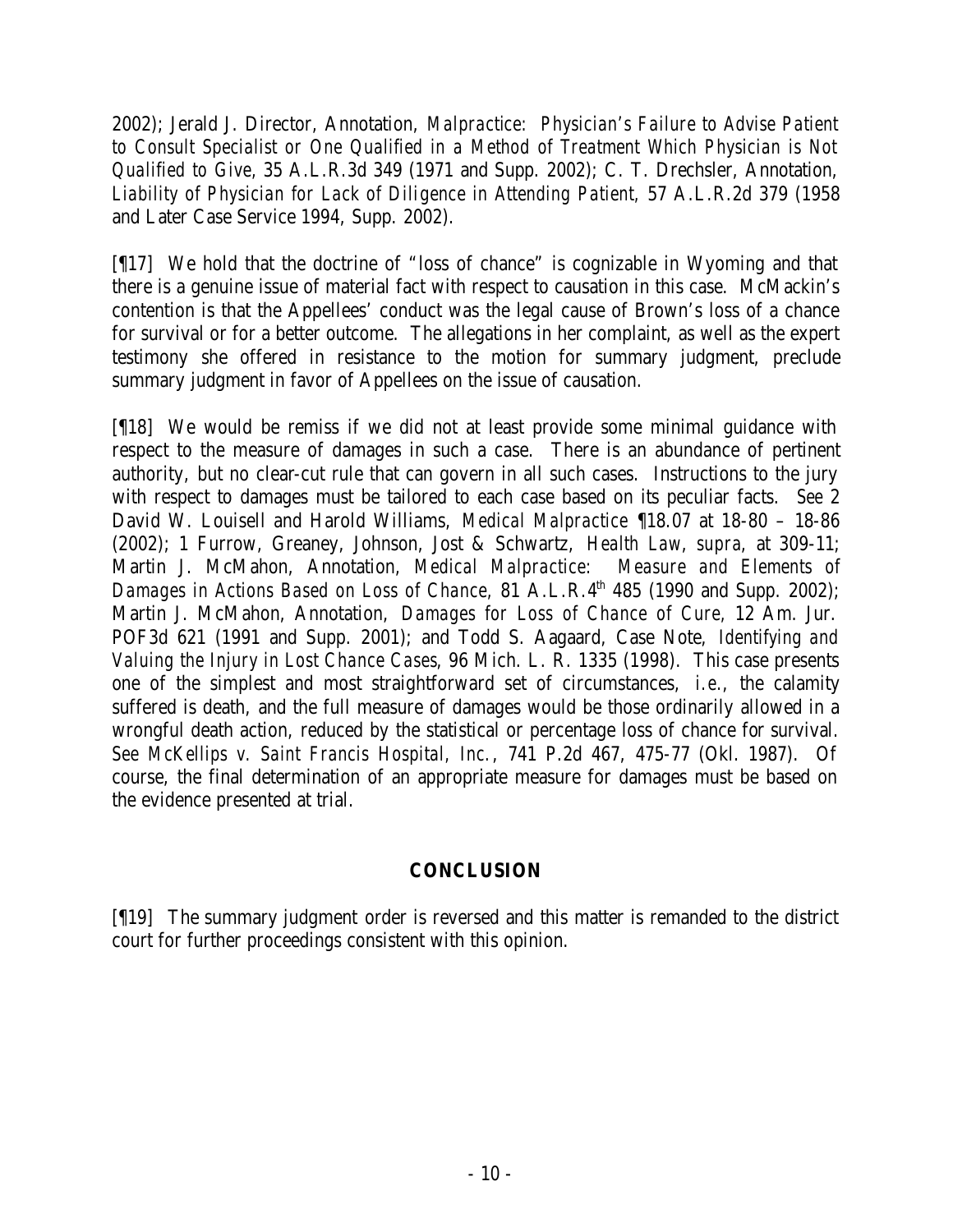2002); Jerald J. Director, Annotation, *Malpractice: Physician's Failure to Advise Patient to Consult Specialist or One Qualified in a Method of Treatment Which Physician is Not Qualified to Give*, 35 A.L.R.3d 349 (1971 and Supp. 2002); C. T. Drechsler, Annotation, *Liability of Physician for Lack of Diligence in Attending Patient*, 57 A.L.R.2d 379 (1958 and Later Case Service 1994, Supp. 2002).

[¶17] We hold that the doctrine of "loss of chance" is cognizable in Wyoming and that there is a genuine issue of material fact with respect to causation in this case. McMackin's contention is that the Appellees' conduct was the legal cause of Brown's loss of a chance for survival or for a better outcome. The allegations in her complaint, as well as the expert testimony she offered in resistance to the motion for summary judgment, preclude summary judgment in favor of Appellees on the issue of causation.

[¶18] We would be remiss if we did not at least provide some minimal guidance with respect to the measure of damages in such a case. There is an abundance of pertinent authority, but no clear-cut rule that can govern in all such cases. Instructions to the jury with respect to damages must be tailored to each case based on its peculiar facts. *See* 2 David W. Louisell and Harold Williams, *Medical Malpractice* ¶18.07 at 18-80 – 18-86 (2002); 1 Furrow, Greaney, Johnson, Jost & Schwartz, *Health Law*, *supra*, at 309-11; Martin J. McMahon, Annotation, *Medical Malpractice: Measure and Elements of Damages in Actions Based on Loss of Chance*, 81 A.L.R.4th 485 (1990 and Supp. 2002); Martin J. McMahon, Annotation, *Damages for Loss of Chance of Cure*, 12 Am. Jur. POF3d 621 (1991 and Supp. 2001); and Todd S. Aagaard, Case Note, *Identifying and Valuing the Injury in Lost Chance Cases*, 96 Mich. L. R. 1335 (1998). This case presents one of the simplest and most straightforward set of circumstances, *i.e.*, the calamity suffered is death, and the full measure of damages would be those ordinarily allowed in a wrongful death action, reduced by the statistical or percentage loss of chance for survival. *See McKellips v. Saint Francis Hospital, Inc.*, 741 P.2d 467, 475-77 (Okl. 1987). Of course, the final determination of an appropriate measure for damages must be based on the evidence presented at trial.

## CONCLUSION

[¶19] The summary judgment order is reversed and this matter is remanded to the district court for further proceedings consistent with this opinion.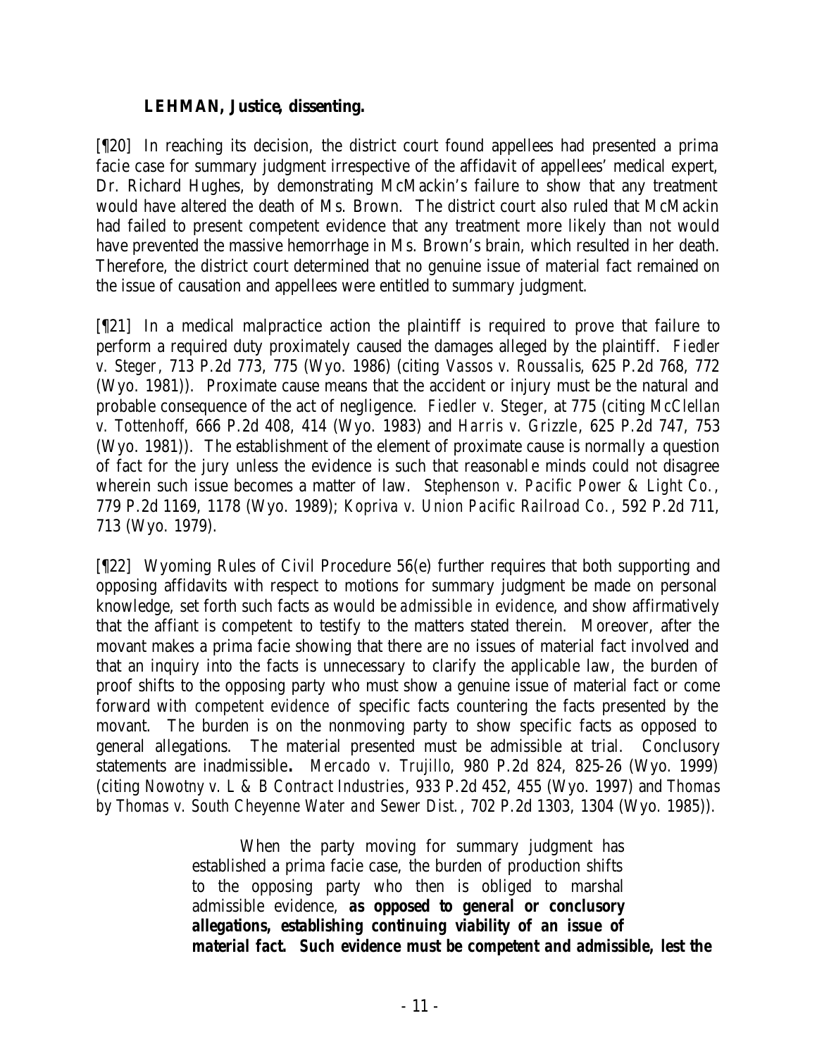**LEHMAN, Justice, dissenting.**

[¶20] In reaching its decision, the district court found appellees had presented a prima facie case for summary judgment irrespective of the affidavit of appellees' medical expert, Dr. Richard Hughes, by demonstrating McMackin's failure to show that any treatment would have altered the death of Ms. Brown. The district court also ruled that McMackin had failed to present competent evidence that any treatment more likely than not would have prevented the massive hemorrhage in Ms. Brown's brain, which resulted in her death. Therefore, the district court determined that no genuine issue of material fact remained on the issue of causation and appellees were entitled to summary judgment.

[¶21] In a medical malpractice action the plaintiff is required to prove that failure to perform a required duty proximately caused the damages alleged by the plaintiff. *Fiedler v. Steger*, 713 P.2d 773, 775 (Wyo. 1986) (citing *Vassos v. Roussalis*, 625 P.2d 768, 772 (Wyo. 1981)). Proximate cause means that the accident or injury must be the natural and probable consequence of the act of negligence. *Fiedler v. Steger*, at 775 (citing *McClellan v. Tottenhoff*, 666 P.2d 408, 414 (Wyo. 1983) and *Harris v. Grizzle*, 625 P.2d 747, 753 (Wyo. 1981)). The establishment of the element of proximate cause is normally a question of fact for the jury unless the evidence is such that reasonable minds could not disagree wherein such issue becomes a matter of law. *Stephenson v. Pacific Power & Light Co.*, 779 P.2d 1169, 1178 (Wyo. 1989); *Kopriva v. Union Pacific Railroad Co.*, 592 P.2d 711, 713 (Wyo. 1979).

[¶22] Wyoming Rules of Civil Procedure 56(e) further requires that both supporting and opposing affidavits with respect to motions for summary judgment be made on personal knowledge, set forth such facts as would be *admissible in evidence*, and show affirmatively that the affiant is competent to testify to the matters stated therein. Moreover, after the movant makes a prima facie showing that there are no issues of material fact involved and that an inquiry into the facts is unnecessary to clarify the applicable law, the burden of proof shifts to the opposing party who must show a genuine issue of material fact or come forward with *competent evidence* of specific facts countering the facts presented by the movant. The burden is on the nonmoving party to show specific facts as opposed to general allegations. The material presented must be admissible at trial. Conclusory statements are inadmissible**.** *Mercado v. Trujillo*, 980 P.2d 824, 825-26 (Wyo. 1999) (citing *Nowotny v. L & B Contract Industries*, 933 P.2d 452, 455 (Wyo. 1997) and *Thomas by Thomas v. South Cheyenne Water and Sewer Dist.*, 702 P.2d 1303, 1304 (Wyo. 1985)).

> When the party moving for summary judgment has established a prima facie case, the burden of production shifts to the opposing party who then is obliged to marshal admissible evidence, ***as opposed to general or conclusory allegations, establishing continuing viability of an issue of material fact. Such evidence must be competent and admissible, lest the***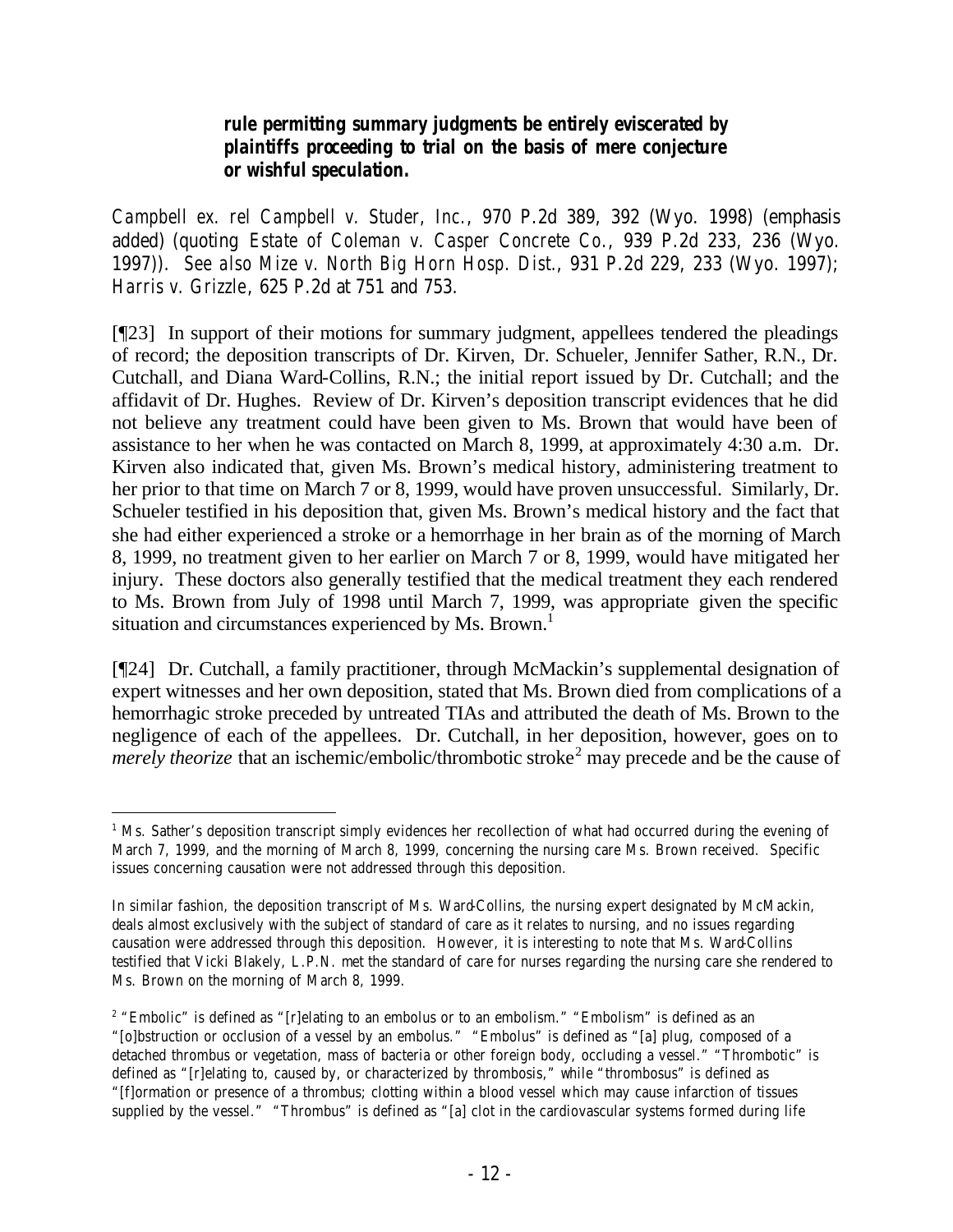> **rule permitting summary judgments be entirely eviscerated by plaintiffs proceeding to trial on the basis of mere conjecture or wishful speculation.**

*Campbell ex. rel Campbell v. Studer, Inc.*, 970 P.2d 389, 392 (Wyo. 1998) (emphasis added) (quoting *Estate of Coleman v. Casper Concrete Co.*, 939 P.2d 233, 236 (Wyo. 1997)). *See also Mize v. North Big Horn Hosp. Dist.*, 931 P.2d 229, 233 (Wyo. 1997); *Harris v. Grizzle*, 625 P.2d at 751 and 753.

[¶23] In support of their motions for summary judgment, appellees tendered the pleadings of record; the deposition transcripts of Dr. Kirven, Dr. Schueler, Jennifer Sather, R.N., Dr. Cutchall, and Diana Ward-Collins, R.N.; the initial report issued by Dr. Cutchall; and the affidavit of Dr. Hughes. Review of Dr. Kirven's deposition transcript evidences that he did not believe any treatment could have been given to Ms. Brown that would have been of assistance to her when he was contacted on March 8, 1999, at approximately 4:30 a.m. Dr. Kirven also indicated that, given Ms. Brown's medical history, administering treatment to her prior to that time on March 7 or 8, 1999, would have proven unsuccessful. Similarly, Dr. Schueler testified in his deposition that, given Ms. Brown's medical history and the fact that she had either experienced a stroke or a hemorrhage in her brain as of the morning of March 8, 1999, no treatment given to her earlier on March 7 or 8, 1999, would have mitigated her injury. These doctors also generally testified that the medical treatment they each rendered to Ms. Brown from July of 1998 until March 7, 1999, was appropriate given the specific situation and circumstances experienced by Ms. Brown.[1]

[¶24] Dr. Cutchall, a family practitioner, through McMackin's supplemental designation of expert witnesses and her own deposition, stated that Ms. Brown died from complications of a hemorrhagic stroke preceded by untreated TIAs and attributed the death of Ms. Brown to the negligence of each of the appellees. Dr. Cutchall, in her deposition, however, goes on to *merely theorize* that an ischemic/embolic/thrombotic stroke[2] may precede and be the cause of

---

[1] Ms. Sather's deposition transcript simply evidences her recollection of what had occurred during the evening of March 7, 1999, and the morning of March 8, 1999, concerning the nursing care Ms. Brown received. Specific issues concerning causation were not addressed through this deposition.

In similar fashion, the deposition transcript of Ms. Ward-Collins, the nursing expert designated by McMackin, deals almost exclusively with the subject of standard of care as it relates to nursing, and no issues regarding causation were addressed through this deposition. However, it is interesting to note that Ms. Ward-Collins testified that Vicki Blakely, L.P.N. met the standard of care for nurses regarding the nursing care she rendered to Ms. Brown on the morning of March 8, 1999.

[2] "Embolic" is defined as "[r]elating to an embolus or to an embolism." "Embolism" is defined as an "[o]bstruction or occlusion of a vessel by an embolus." "Embolus" is defined as "[a] plug, composed of a detached thrombus or vegetation, mass of bacteria or other foreign body, occluding a vessel." "Thrombotic" is defined as "[r]elating to, caused by, or characterized by thrombosis," while "thrombosus" is defined as "[f]ormation or presence of a thrombus; clotting within a blood vessel which may cause infarction of tissues supplied by the vessel." "Thrombus" is defined as "[a] clot in the cardiovascular systems formed during life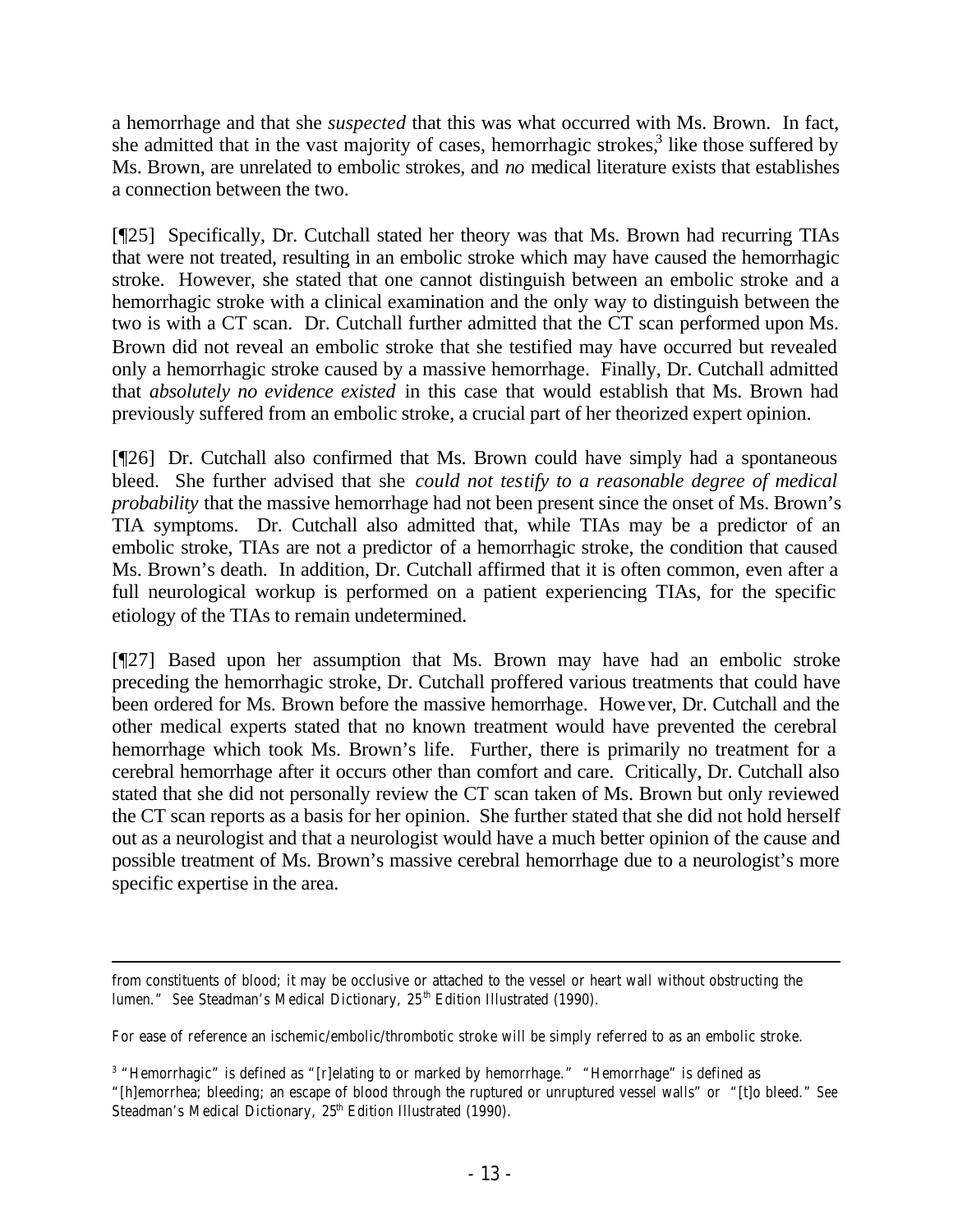a hemorrhage and that she *suspected* that this was what occurred with Ms. Brown. In fact, she admitted that in the vast majority of cases, hemorrhagic strokes,[3] like those suffered by Ms. Brown, are unrelated to embolic strokes, and *no* medical literature exists that establishes a connection between the two.

[¶25] Specifically, Dr. Cutchall stated her theory was that Ms. Brown had recurring TIAs that were not treated, resulting in an embolic stroke which may have caused the hemorrhagic stroke. However, she stated that one cannot distinguish between an embolic stroke and a hemorrhagic stroke with a clinical examination and the only way to distinguish between the two is with a CT scan. Dr. Cutchall further admitted that the CT scan performed upon Ms. Brown did not reveal an embolic stroke that she testified may have occurred but revealed only a hemorrhagic stroke caused by a massive hemorrhage. Finally, Dr. Cutchall admitted that *absolutely no evidence existed* in this case that would establish that Ms. Brown had previously suffered from an embolic stroke, a crucial part of her theorized expert opinion.

[¶26] Dr. Cutchall also confirmed that Ms. Brown could have simply had a spontaneous bleed. She further advised that she *could not testify to a reasonable degree of medical probability* that the massive hemorrhage had not been present since the onset of Ms. Brown's TIA symptoms. Dr. Cutchall also admitted that, while TIAs may be a predictor of an embolic stroke, TIAs are not a predictor of a hemorrhagic stroke, the condition that caused Ms. Brown's death. In addition, Dr. Cutchall affirmed that it is often common, even after a full neurological workup is performed on a patient experiencing TIAs, for the specific etiology of the TIAs to remain undetermined.

[¶27] Based upon her assumption that Ms. Brown may have had an embolic stroke preceding the hemorrhagic stroke, Dr. Cutchall proffered various treatments that could have been ordered for Ms. Brown before the massive hemorrhage. However, Dr. Cutchall and the other medical experts stated that no known treatment would have prevented the cerebral hemorrhage which took Ms. Brown's life. Further, there is primarily no treatment for a cerebral hemorrhage after it occurs other than comfort and care. Critically, Dr. Cutchall also stated that she did not personally review the CT scan taken of Ms. Brown but only reviewed the CT scan reports as a basis for her opinion. She further stated that she did not hold herself out as a neurologist and that a neurologist would have a much better opinion of the cause and possible treatment of Ms. Brown's massive cerebral hemorrhage due to a neurologist's more specific expertise in the area.

---

from constituents of blood; it may be occlusive or attached to the vessel or heart wall without obstructing the lumen." See Steadman's Medical Dictionary, 25th Edition Illustrated (1990).

For ease of reference an ischemic/embolic/thrombotic stroke will be simply referred to as an embolic stroke.

[3] "Hemorrhagic" is defined as "[r]elating to or marked by hemorrhage." "Hemorrhage" is defined as "[h]emorrhea; bleeding; an escape of blood through the ruptured or unruptured vessel walls" or "[t]o bleed." See Steadman's Medical Dictionary, 25th Edition Illustrated (1990).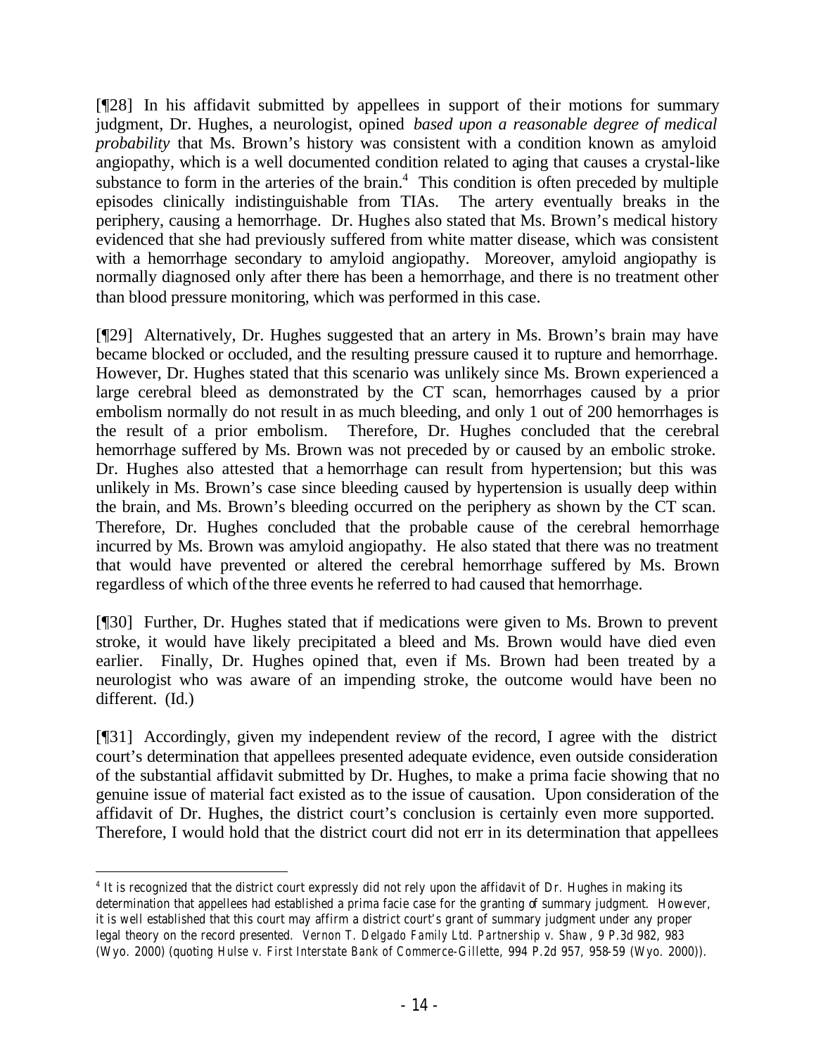[¶28] In his affidavit submitted by appellees in support of their motions for summary judgment, Dr. Hughes, a neurologist, opined *based upon a reasonable degree of medical probability* that Ms. Brown's history was consistent with a condition known as amyloid angiopathy, which is a well documented condition related to aging that causes a crystal-like substance to form in the arteries of the brain.[4] This condition is often preceded by multiple episodes clinically indistinguishable from TIAs. The artery eventually breaks in the periphery, causing a hemorrhage. Dr. Hughes also stated that Ms. Brown's medical history evidenced that she had previously suffered from white matter disease, which was consistent with a hemorrhage secondary to amyloid angiopathy. Moreover, amyloid angiopathy is normally diagnosed only after there has been a hemorrhage, and there is no treatment other than blood pressure monitoring, which was performed in this case.

[¶29] Alternatively, Dr. Hughes suggested that an artery in Ms. Brown's brain may have became blocked or occluded, and the resulting pressure caused it to rupture and hemorrhage. However, Dr. Hughes stated that this scenario was unlikely since Ms. Brown experienced a large cerebral bleed as demonstrated by the CT scan, hemorrhages caused by a prior embolism normally do not result in as much bleeding, and only 1 out of 200 hemorrhages is the result of a prior embolism. Therefore, Dr. Hughes concluded that the cerebral hemorrhage suffered by Ms. Brown was not preceded by or caused by an embolic stroke. Dr. Hughes also attested that a hemorrhage can result from hypertension; but this was unlikely in Ms. Brown's case since bleeding caused by hypertension is usually deep within the brain, and Ms. Brown's bleeding occurred on the periphery as shown by the CT scan. Therefore, Dr. Hughes concluded that the probable cause of the cerebral hemorrhage incurred by Ms. Brown was amyloid angiopathy. He also stated that there was no treatment that would have prevented or altered the cerebral hemorrhage suffered by Ms. Brown regardless of which of the three events he referred to had caused that hemorrhage.

[¶30] Further, Dr. Hughes stated that if medications were given to Ms. Brown to prevent stroke, it would have likely precipitated a bleed and Ms. Brown would have died even earlier. Finally, Dr. Hughes opined that, even if Ms. Brown had been treated by a neurologist who was aware of an impending stroke, the outcome would have been no different. (Id.)

[¶31] Accordingly, given my independent review of the record, I agree with the district court's determination that appellees presented adequate evidence, even outside consideration of the substantial affidavit submitted by Dr. Hughes, to make a prima facie showing that no genuine issue of material fact existed as to the issue of causation. Upon consideration of the affidavit of Dr. Hughes, the district court's conclusion is certainly even more supported. Therefore, I would hold that the district court did not err in its determination that appellees

[4] It is recognized that the district court expressly did not rely upon the affidavit of Dr. Hughes in making its determination that appellees had established a prima facie case for the granting of summary judgment. However, it is well established that this court may affirm a district court's grant of summary judgment under any proper legal theory on the record presented. *Vernon T. Delgado Family Ltd. Partnership v. Shaw*, 9 P.3d 982, 983 (Wyo. 2000) (quoting *Hulse v. First Interstate Bank of Commerce-Gillette*, 994 P.2d 957, 958-59 (Wyo. 2000)).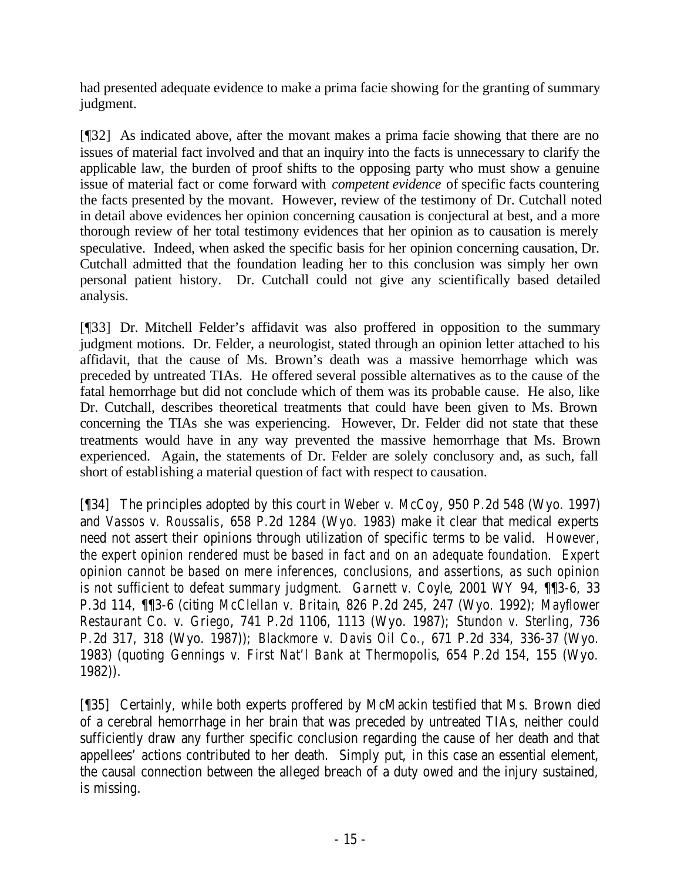had presented adequate evidence to make a prima facie showing for the granting of summary judgment.

[¶32] As indicated above, after the movant makes a prima facie showing that there are no issues of material fact involved and that an inquiry into the facts is unnecessary to clarify the applicable law, the burden of proof shifts to the opposing party who must show a genuine issue of material fact or come forward with *competent evidence* of specific facts countering the facts presented by the movant. However, review of the testimony of Dr. Cutchall noted in detail above evidences her opinion concerning causation is conjectural at best, and a more thorough review of her total testimony evidences that her opinion as to causation is merely speculative. Indeed, when asked the specific basis for her opinion concerning causation, Dr. Cutchall admitted that the foundation leading her to this conclusion was simply her own personal patient history. Dr. Cutchall could not give any scientifically based detailed analysis.

[¶33] Dr. Mitchell Felder's affidavit was also proffered in opposition to the summary judgment motions. Dr. Felder, a neurologist, stated through an opinion letter attached to his affidavit, that the cause of Ms. Brown's death was a massive hemorrhage which was preceded by untreated TIAs. He offered several possible alternatives as to the cause of the fatal hemorrhage but did not conclude which of them was its probable cause. He also, like Dr. Cutchall, describes theoretical treatments that could have been given to Ms. Brown concerning the TIAs she was experiencing. However, Dr. Felder did not state that these treatments would have in any way prevented the massive hemorrhage that Ms. Brown experienced. Again, the statements of Dr. Felder are solely conclusory and, as such, fall short of establishing a material question of fact with respect to causation.

[¶34] The principles adopted by this court in *Weber v. McCoy*, 950 P.2d 548 (Wyo. 1997) and *Vassos v. Roussalis*, 658 P.2d 1284 (Wyo. 1983) make it clear that medical experts need not assert their opinions through utilization of specific terms to be valid. *However, the expert opinion rendered must be based in fact and on an adequate foundation. Expert opinion cannot be based on mere inferences, conclusions, and assertions, as such opinion is not sufficient to defeat summary judgment.* *Garnett v. Coyle*, 2001 WY 94, ¶¶3-6, 33 P.3d 114, ¶¶3-6 (citing *McClellan v. Britain*, 826 P.2d 245, 247 (Wyo. 1992); *Mayflower Restaurant Co. v. Griego*, 741 P.2d 1106, 1113 (Wyo. 1987); *Stundon v. Sterling*, 736 P.2d 317, 318 (Wyo. 1987)); *Blackmore v. Davis Oil Co.*, 671 P.2d 334, 336-37 (Wyo. 1983) (quoting *Gennings v. First Nat'l Bank at Thermopolis*, 654 P.2d 154, 155 (Wyo. 1982)).

[¶35] Certainly, while both experts proffered by McMackin testified that Ms. Brown died of a cerebral hemorrhage in her brain that was preceded by untreated TIAs, neither could sufficiently draw any further specific conclusion regarding the cause of her death and that appellees' actions contributed to her death. Simply put, in this case an essential element, the causal connection between the alleged breach of a duty owed and the injury sustained, is missing.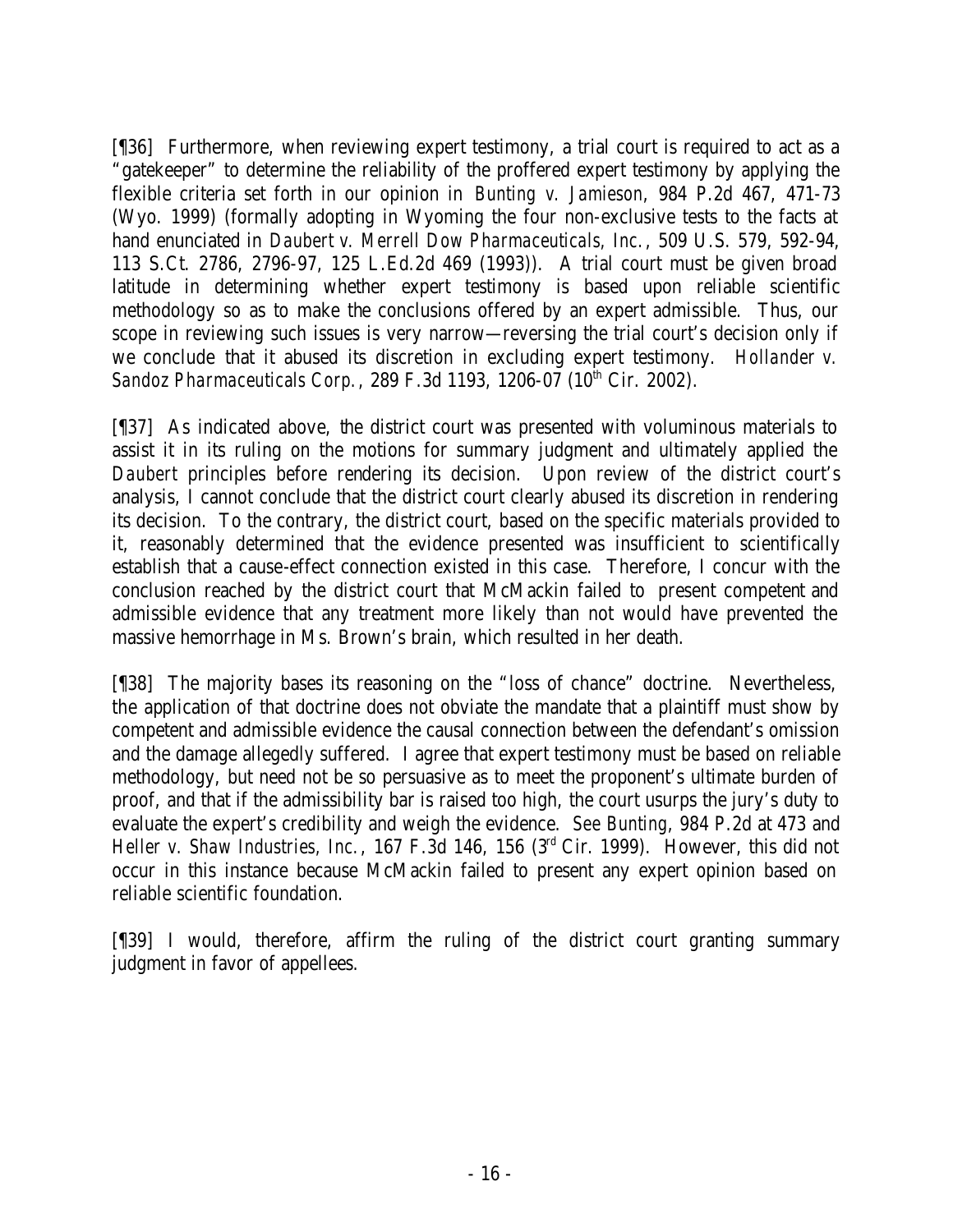[¶36] Furthermore, when reviewing expert testimony, a trial court is required to act as a "gatekeeper" to determine the reliability of the proffered expert testimony by applying the flexible criteria set forth in our opinion in *Bunting v. Jamieson*, 984 P.2d 467, 471-73 (Wyo. 1999) (formally adopting in Wyoming the four non-exclusive tests to the facts at hand enunciated in *Daubert v. Merrell Dow Pharmaceuticals, Inc.*, 509 U.S. 579, 592-94, 113 S.Ct. 2786, 2796-97, 125 L.Ed.2d 469 (1993)). A trial court must be given broad latitude in determining whether expert testimony is based upon reliable scientific methodology so as to make the conclusions offered by an expert admissible. Thus, our scope in reviewing such issues is very narrow—reversing the trial court's decision only if we conclude that it abused its discretion in excluding expert testimony. *Hollander v. Sandoz Pharmaceuticals Corp.*, 289 F.3d 1193, 1206-07 (10th Cir. 2002).

[¶37] As indicated above, the district court was presented with voluminous materials to assist it in its ruling on the motions for summary judgment and ultimately applied the *Daubert* principles before rendering its decision. Upon review of the district court's analysis, I cannot conclude that the district court clearly abused its discretion in rendering its decision. To the contrary, the district court, based on the specific materials provided to it, reasonably determined that the evidence presented was insufficient to scientifically establish that a cause-effect connection existed in this case. Therefore, I concur with the conclusion reached by the district court that McMackin failed to present competent and admissible evidence that any treatment more likely than not would have prevented the massive hemorrhage in Ms. Brown's brain, which resulted in her death.

[¶38] The majority bases its reasoning on the "loss of chance" doctrine. Nevertheless, the application of that doctrine does not obviate the mandate that a plaintiff must show by competent and admissible evidence the causal connection between the defendant's omission and the damage allegedly suffered. I agree that expert testimony must be based on reliable methodology, but need not be so persuasive as to meet the proponent's ultimate burden of proof, and that if the admissibility bar is raised too high, the court usurps the jury's duty to evaluate the expert's credibility and weigh the evidence. *See Bunting*, 984 P.2d at 473 and *Heller v. Shaw Industries, Inc.*, 167 F.3d 146, 156 (3rd Cir. 1999). However, this did not occur in this instance because McMackin failed to present any expert opinion based on reliable scientific foundation.

[¶39] I would, therefore, affirm the ruling of the district court granting summary judgment in favor of appellees.